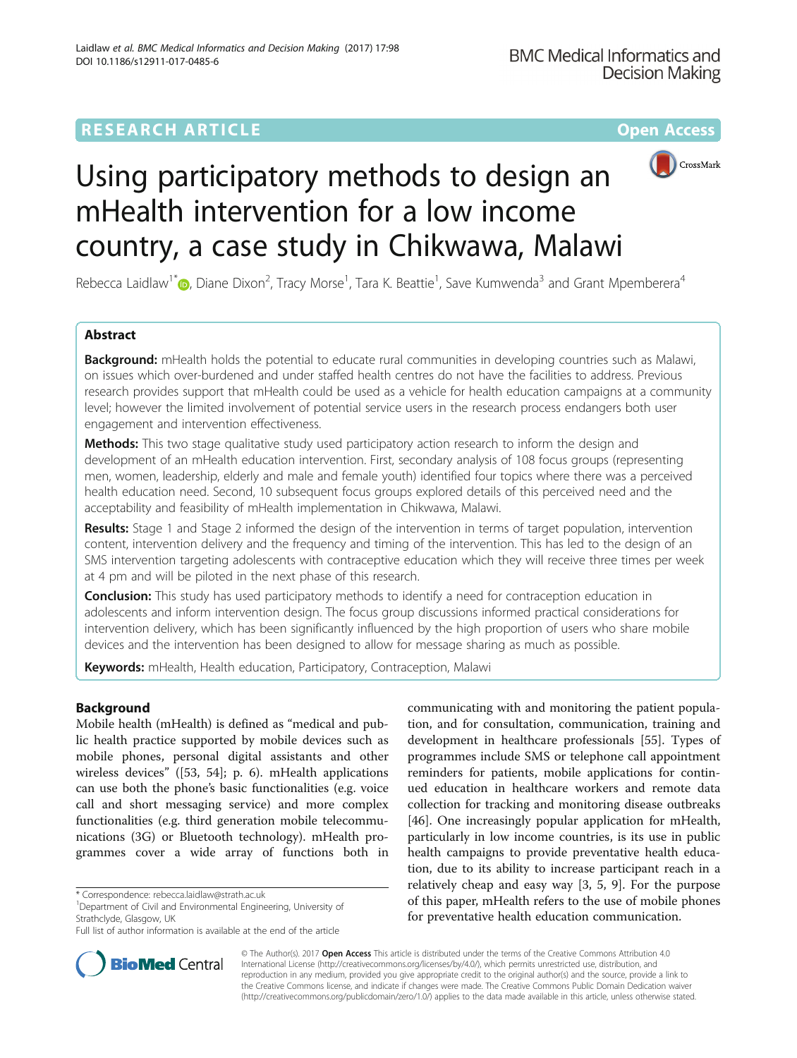RESEARCH ARTICLE

Open Access

# Using participatory methods to design an mHealth intervention for a low income country, a case study in Chikwawa, Malawi

Rebecca Laidlaw[1*], Diane Dixon[2], Tracy Morse[1], Tara K. Beattie[1], Save Kumwenda[3] and Grant Mpemberera[4]

## Abstract

**Background:** mHealth holds the potential to educate rural communities in developing countries such as Malawi, on issues which over-burdened and under staffed health centres do not have the facilities to address. Previous research provides support that mHealth could be used as a vehicle for health education campaigns at a community level; however the limited involvement of potential service users in the research process endangers both user engagement and intervention effectiveness.

**Methods:** This two stage qualitative study used participatory action research to inform the design and development of an mHealth education intervention. First, secondary analysis of 108 focus groups (representing men, women, leadership, elderly and male and female youth) identified four topics where there was a perceived health education need. Second, 10 subsequent focus groups explored details of this perceived need and the acceptability and feasibility of mHealth implementation in Chikwawa, Malawi.

**Results:** Stage 1 and Stage 2 informed the design of the intervention in terms of target population, intervention content, intervention delivery and the frequency and timing of the intervention. This has led to the design of an SMS intervention targeting adolescents with contraceptive education which they will receive three times per week at 4 pm and will be piloted in the next phase of this research.

**Conclusion:** This study has used participatory methods to identify a need for contraception education in adolescents and inform intervention design. The focus group discussions informed practical considerations for intervention delivery, which has been significantly influenced by the high proportion of users who share mobile devices and the intervention has been designed to allow for message sharing as much as possible.

**Keywords:** mHealth, Health education, Participatory, Contraception, Malawi

## Background

Mobile health (mHealth) is defined as "medical and public health practice supported by mobile devices such as mobile phones, personal digital assistants and other wireless devices" ([53, 54]; p. 6). mHealth applications can use both the phone's basic functionalities (e.g. voice call and short messaging service) and more complex functionalities (e.g. third generation mobile telecommunications (3G) or Bluetooth technology). mHealth programmes cover a wide array of functions both in communicating with and monitoring the patient population, and for consultation, communication, training and development in healthcare professionals [55]. Types of programmes include SMS or telephone call appointment reminders for patients, mobile applications for continued education in healthcare workers and remote data collection for tracking and monitoring disease outbreaks [46]. One increasingly popular application for mHealth, particularly in low income countries, is its use in public health campaigns to provide preventative health education, due to its ability to increase participant reach in a relatively cheap and easy way [3, 5, 9]. For the purpose of this paper, mHealth refers to the use of mobile phones for preventative health education communication.

* Correspondence: rebecca.laidlaw@strath.ac.uk
[1]Department of Civil and Environmental Engineering, University of Strathclyde, Glasgow, UK
Full list of author information is available at the end of the article

© The Author(s). 2017 **Open Access** This article is distributed under the terms of the Creative Commons Attribution 4.0 International License (http://creativecommons.org/licenses/by/4.0/), which permits unrestricted use, distribution, and reproduction in any medium, provided you give appropriate credit to the original author(s) and the source, provide a link to the Creative Commons license, and indicate if changes were made. The Creative Commons Public Domain Dedication waiver (http://creativecommons.org/publicdomain/zero/1.0/) applies to the data made available in this article, unless otherwise stated.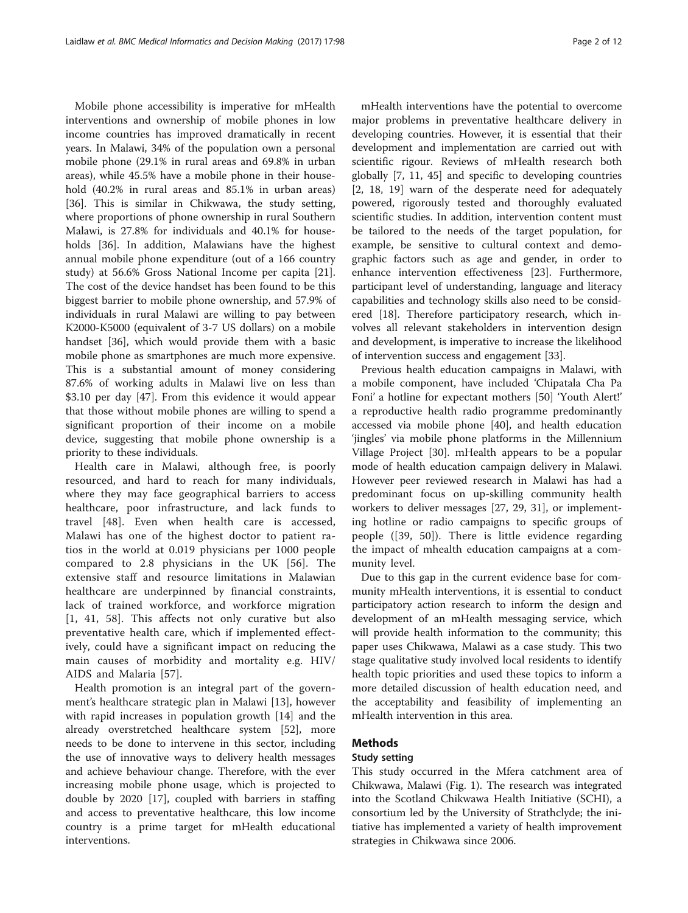Mobile phone accessibility is imperative for mHealth interventions and ownership of mobile phones in low income countries has improved dramatically in recent years. In Malawi, 34% of the population own a personal mobile phone (29.1% in rural areas and 69.8% in urban areas), while 45.5% have a mobile phone in their household (40.2% in rural areas and 85.1% in urban areas) [36]. This is similar in Chikwawa, the study setting, where proportions of phone ownership in rural Southern Malawi, is 27.8% for individuals and 40.1% for households [36]. In addition, Malawians have the highest annual mobile phone expenditure (out of a 166 country study) at 56.6% Gross National Income per capita [21]. The cost of the device handset has been found to be this biggest barrier to mobile phone ownership, and 57.9% of individuals in rural Malawi are willing to pay between K2000-K5000 (equivalent of 3-7 US dollars) on a mobile handset [36], which would provide them with a basic mobile phone as smartphones are much more expensive. This is a substantial amount of money considering 87.6% of working adults in Malawi live on less than \$3.10 per day [47]. From this evidence it would appear that those without mobile phones are willing to spend a significant proportion of their income on a mobile device, suggesting that mobile phone ownership is a priority to these individuals.

Health care in Malawi, although free, is poorly resourced, and hard to reach for many individuals, where they may face geographical barriers to access healthcare, poor infrastructure, and lack funds to travel [48]. Even when health care is accessed, Malawi has one of the highest doctor to patient ratios in the world at 0.019 physicians per 1000 people compared to 2.8 physicians in the UK [56]. The extensive staff and resource limitations in Malawian healthcare are underpinned by financial constraints, lack of trained workforce, and workforce migration [1, 41, 58]. This affects not only curative but also preventative health care, which if implemented effectively, could have a significant impact on reducing the main causes of morbidity and mortality e.g. HIV/AIDS and Malaria [57].

Health promotion is an integral part of the government's healthcare strategic plan in Malawi [13], however with rapid increases in population growth [14] and the already overstretched healthcare system [52], more needs to be done to intervene in this sector, including the use of innovative ways to delivery health messages and achieve behaviour change. Therefore, with the ever increasing mobile phone usage, which is projected to double by 2020 [17], coupled with barriers in staffing and access to preventative healthcare, this low income country is a prime target for mHealth educational interventions.

mHealth interventions have the potential to overcome major problems in preventative healthcare delivery in developing countries. However, it is essential that their development and implementation are carried out with scientific rigour. Reviews of mHealth research both globally [7, 11, 45] and specific to developing countries [2, 18, 19] warn of the desperate need for adequately powered, rigorously tested and thoroughly evaluated scientific studies. In addition, intervention content must be tailored to the needs of the target population, for example, be sensitive to cultural context and demographic factors such as age and gender, in order to enhance intervention effectiveness [23]. Furthermore, participant level of understanding, language and literacy capabilities and technology skills also need to be considered [18]. Therefore participatory research, which involves all relevant stakeholders in intervention design and development, is imperative to increase the likelihood of intervention success and engagement [33].

Previous health education campaigns in Malawi, with a mobile component, have included 'Chipatala Cha Pa Foni' a hotline for expectant mothers [50] 'Youth Alert!' a reproductive health radio programme predominantly accessed via mobile phone [40], and health education 'jingles' via mobile phone platforms in the Millennium Village Project [30]. mHealth appears to be a popular mode of health education campaign delivery in Malawi. However peer reviewed research in Malawi has had a predominant focus on up-skilling community health workers to deliver messages [27, 29, 31], or implementing hotline or radio campaigns to specific groups of people ([39, 50]). There is little evidence regarding the impact of mhealth education campaigns at a community level.

Due to this gap in the current evidence base for community mHealth interventions, it is essential to conduct participatory action research to inform the design and development of an mHealth messaging service, which will provide health information to the community; this paper uses Chikwawa, Malawi as a case study. This two stage qualitative study involved local residents to identify health topic priorities and used these topics to inform a more detailed discussion of health education need, and the acceptability and feasibility of implementing an mHealth intervention in this area.

## Methods

### Study setting

This study occurred in the Mfera catchment area of Chikwawa, Malawi (Fig. 1). The research was integrated into the Scotland Chikwawa Health Initiative (SCHI), a consortium led by the University of Strathclyde; the initiative has implemented a variety of health improvement strategies in Chikwawa since 2006.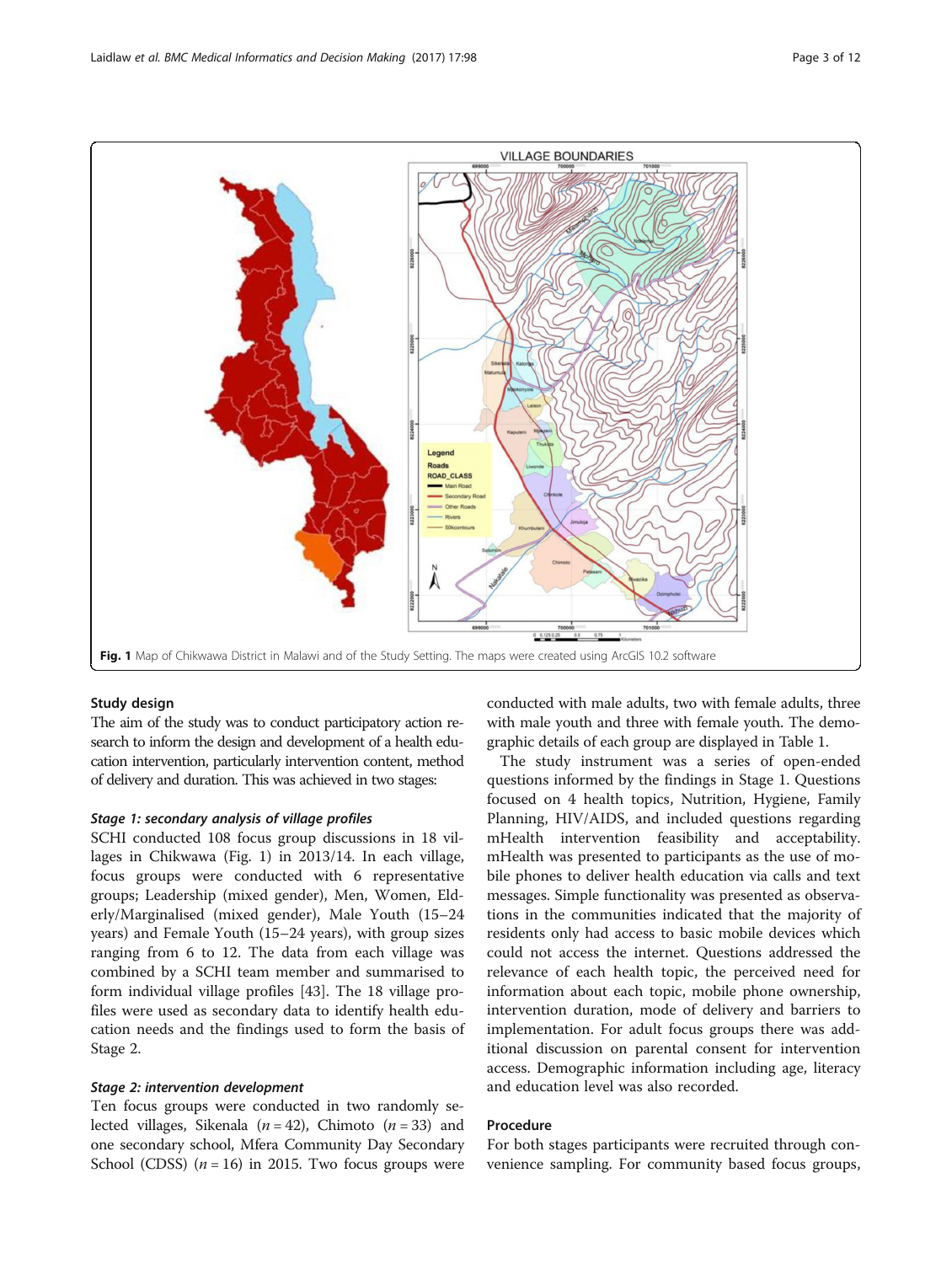Fig. 1 Map of Chikwawa District in Malawi and of the Study Setting. The maps were created using ArcGIS 10.2 software

## Study design

The aim of the study was to conduct participatory action research to inform the design and development of a health education intervention, particularly intervention content, method of delivery and duration. This was achieved in two stages:

### *Stage 1: secondary analysis of village profiles*

SCHI conducted 108 focus group discussions in 18 villages in Chikwawa (Fig. 1) in 2013/14. In each village, focus groups were conducted with 6 representative groups; Leadership (mixed gender), Men, Women, Elderly/Marginalised (mixed gender), Male Youth (15–24 years) and Female Youth (15–24 years), with group sizes ranging from 6 to 12. The data from each village was combined by a SCHI team member and summarised to form individual village profiles [43]. The 18 village profiles were used as secondary data to identify health education needs and the findings used to form the basis of Stage 2.

### *Stage 2: intervention development*

Ten focus groups were conducted in two randomly selected villages, Sikenala ($n = 42$), Chimoto ($n = 33$) and one secondary school, Mfera Community Day Secondary School (CDSS) ($n = 16$) in 2015. Two focus groups were conducted with male adults, two with female adults, three with male youth and three with female youth. The demographic details of each group are displayed in Table 1.

The study instrument was a series of open-ended questions informed by the findings in Stage 1. Questions focused on 4 health topics, Nutrition, Hygiene, Family Planning, HIV/AIDS, and included questions regarding mHealth intervention feasibility and acceptability. mHealth was presented to participants as the use of mobile phones to deliver health education via calls and text messages. Simple functionality was presented as observations in the communities indicated that the majority of residents only had access to basic mobile devices which could not access the internet. Questions addressed the relevance of each health topic, the perceived need for information about each topic, mobile phone ownership, intervention duration, mode of delivery and barriers to implementation. For adult focus groups there was additional discussion on parental consent for intervention access. Demographic information including age, literacy and education level was also recorded.

## Procedure

For both stages participants were recruited through convenience sampling. For community based focus groups,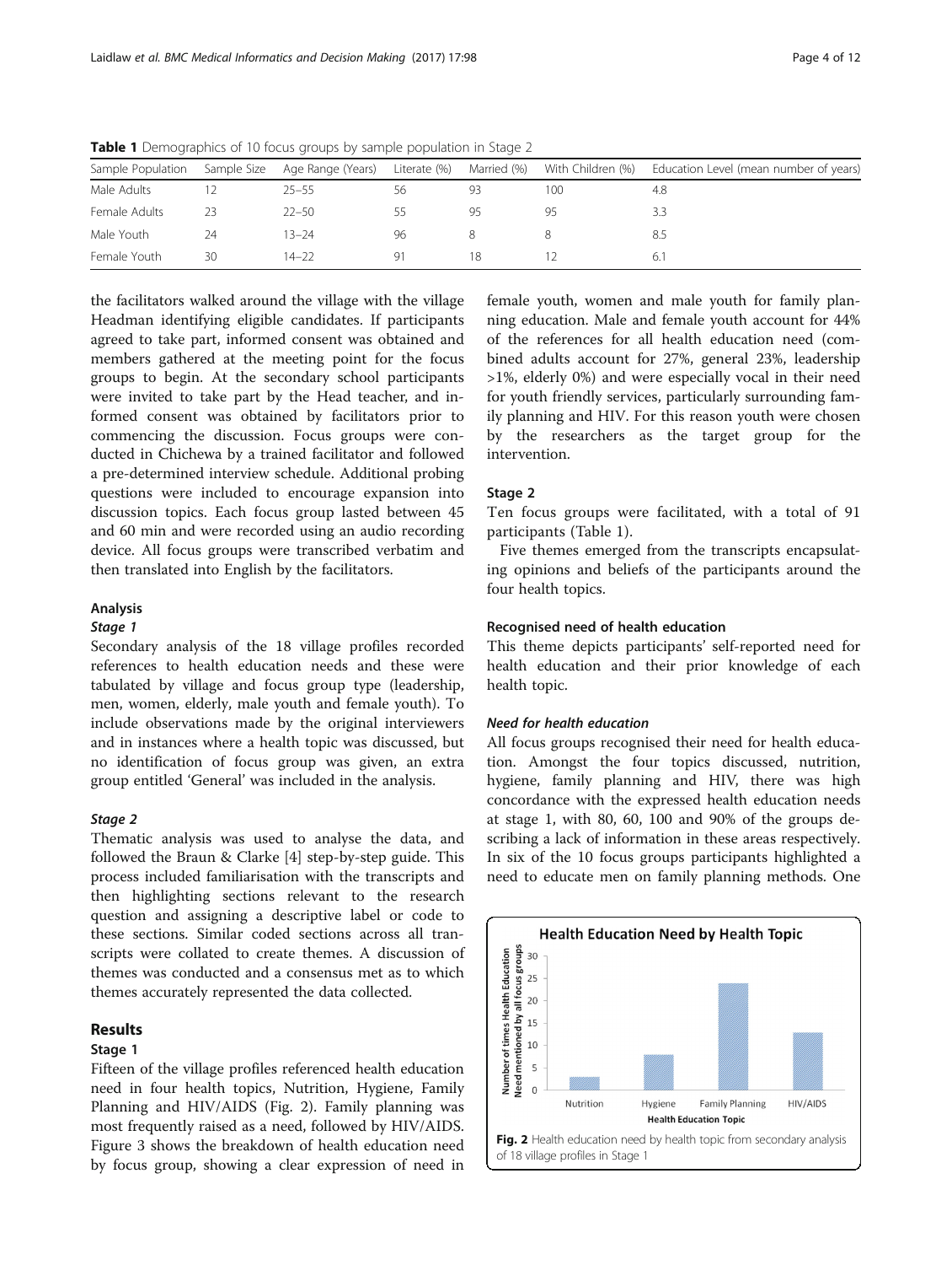**Table 1** Demographics of 10 focus groups by sample population in Stage 2

| Sample Population | Sample Size | Age Range (Years) | Literate (%) | Married (%) | With Children (%) | Education Level (mean number of years) |
|---|---|---|---|---|---|---|
| Male Adults | 12 | 25–55 | 56 | 93 | 100 | 4.8 |
| Female Adults | 23 | 22–50 | 55 | 95 | 95 | 3.3 |
| Male Youth | 24 | 13–24 | 96 | 8 | 8 | 8.5 |
| Female Youth | 30 | 14–22 | 91 | 18 | 12 | 6.1 |

the facilitators walked around the village with the village Headman identifying eligible candidates. If participants agreed to take part, informed consent was obtained and members gathered at the meeting point for the focus groups to begin. At the secondary school participants were invited to take part by the Head teacher, and informed consent was obtained by facilitators prior to commencing the discussion. Focus groups were conducted in Chichewa by a trained facilitator and followed a pre-determined interview schedule. Additional probing questions were included to encourage expansion into discussion topics. Each focus group lasted between 45 and 60 min and were recorded using an audio recording device. All focus groups were transcribed verbatim and then translated into English by the facilitators.

## Analysis

### Stage 1

Secondary analysis of the 18 village profiles recorded references to health education needs and these were tabulated by village and focus group type (leadership, men, women, elderly, male youth and female youth). To include observations made by the original interviewers and in instances where a health topic was discussed, but no identification of focus group was given, an extra group entitled 'General' was included in the analysis.

### Stage 2

Thematic analysis was used to analyse the data, and followed the Braun & Clarke [4] step-by-step guide. This process included familiarisation with the transcripts and then highlighting sections relevant to the research question and assigning a descriptive label or code to these sections. Similar coded sections across all transcripts were collated to create themes. A discussion of themes was conducted and a consensus met as to which themes accurately represented the data collected.

## Results

### Stage 1

Fifteen of the village profiles referenced health education need in four health topics, Nutrition, Hygiene, Family Planning and HIV/AIDS (Fig. 2). Family planning was most frequently raised as a need, followed by HIV/AIDS. Figure 3 shows the breakdown of health education need by focus group, showing a clear expression of need in female youth, women and male youth for family planning education. Male and female youth account for 44% of the references for all health education need (combined adults account for 27%, general 23%, leadership >1%, elderly 0%) and were especially vocal in their need for youth friendly services, particularly surrounding family planning and HIV. For this reason youth were chosen by the researchers as the target group for the intervention.

### Stage 2

Ten focus groups were facilitated, with a total of 91 participants (Table 1).

Five themes emerged from the transcripts encapsulating opinions and beliefs of the participants around the four health topics.

#### Recognised need of health education

This theme depicts participants' self-reported need for health education and their prior knowledge of each health topic.

#### *Need for health education*

All focus groups recognised their need for health education. Amongst the four topics discussed, nutrition, hygiene, family planning and HIV, there was high concordance with the expressed health education needs at stage 1, with 80, 60, 100 and 90% of the groups describing a lack of information in these areas respectively. In six of the 10 focus groups participants highlighted a need to educate men on family planning methods. One

**Fig. 2** Health education need by health topic from secondary analysis of 18 village profiles in Stage 1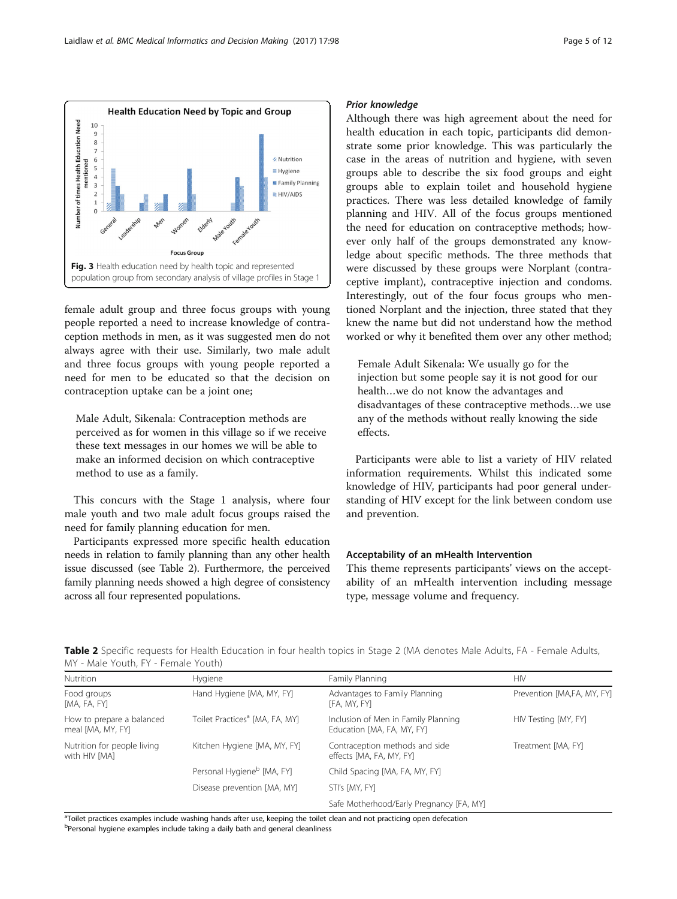Fig. 3 Health education need by health topic and represented population group from secondary analysis of village profiles in Stage 1

female adult group and three focus groups with young people reported a need to increase knowledge of contraception methods in men, as it was suggested men do not always agree with their use. Similarly, two male adult and three focus groups with young people reported a need for men to be educated so that the decision on contraception uptake can be a joint one;

> Male Adult, Sikenala: Contraception methods are perceived as for women in this village so if we receive these text messages in our homes we will be able to make an informed decision on which contraceptive method to use as a family.

This concurs with the Stage 1 analysis, where four male youth and two male adult focus groups raised the need for family planning education for men.

Participants expressed more specific health education needs in relation to family planning than any other health issue discussed (see Table 2). Furthermore, the perceived family planning needs showed a high degree of consistency across all four represented populations.

#### *Prior knowledge*

Although there was high agreement about the need for health education in each topic, participants did demonstrate some prior knowledge. This was particularly the case in the areas of nutrition and hygiene, with seven groups able to describe the six food groups and eight groups able to explain toilet and household hygiene practices. There was less detailed knowledge of family planning and HIV. All of the focus groups mentioned the need for education on contraceptive methods; however only half of the groups demonstrated any knowledge about specific methods. The three methods that were discussed by these groups were Norplant (contraceptive implant), contraceptive injection and condoms. Interestingly, out of the four focus groups who mentioned Norplant and the injection, three stated that they knew the name but did not understand how the method worked or why it benefited them over any other method;

> Female Adult Sikenala: We usually go for the injection but some people say it is not good for our health…we do not know the advantages and disadvantages of these contraceptive methods…we use any of the methods without really knowing the side effects.

Participants were able to list a variety of HIV related information requirements. Whilst this indicated some knowledge of HIV, participants had poor general understanding of HIV except for the link between condom use and prevention.

### Acceptability of an mHealth Intervention

This theme represents participants' views on the acceptability of an mHealth intervention including message type, message volume and frequency.

**Table 2** Specific requests for Health Education in four health topics in Stage 2 (MA denotes Male Adults, FA - Female Adults, MY - Male Youth, FY - Female Youth)

| Nutrition | Hygiene | Family Planning | HIV |
|---|---|---|---|
| Food groups [MA, FA, FY] | Hand Hygiene [MA, MY, FY] | Advantages to Family Planning [FA, MY, FY] | Prevention [MA,FA, MY, FY] |
| How to prepare a balanced meal [MA, MY, FY] | Toilet Practices[a] [MA, FA, MY] | Inclusion of Men in Family Planning Education [MA, FA, MY, FY] | HIV Testing [MY, FY] |
| Nutrition for people living with HIV [MA] | Kitchen Hygiene [MA, MY, FY] | Contraception methods and side effects [MA, FA, MY, FY] | Treatment [MA, FY] |
| | Personal Hygiene[b] [MA, FY] | Child Spacing [MA, FA, MY, FY] | |
| | Disease prevention [MA, MY] | STI's [MY, FY] | |
| | | Safe Motherhood/Early Pregnancy [FA, MY] | |

[a]Toilet practices examples include washing hands after use, keeping the toilet clean and not practicing open defecation
[b]Personal hygiene examples include taking a daily bath and general cleanliness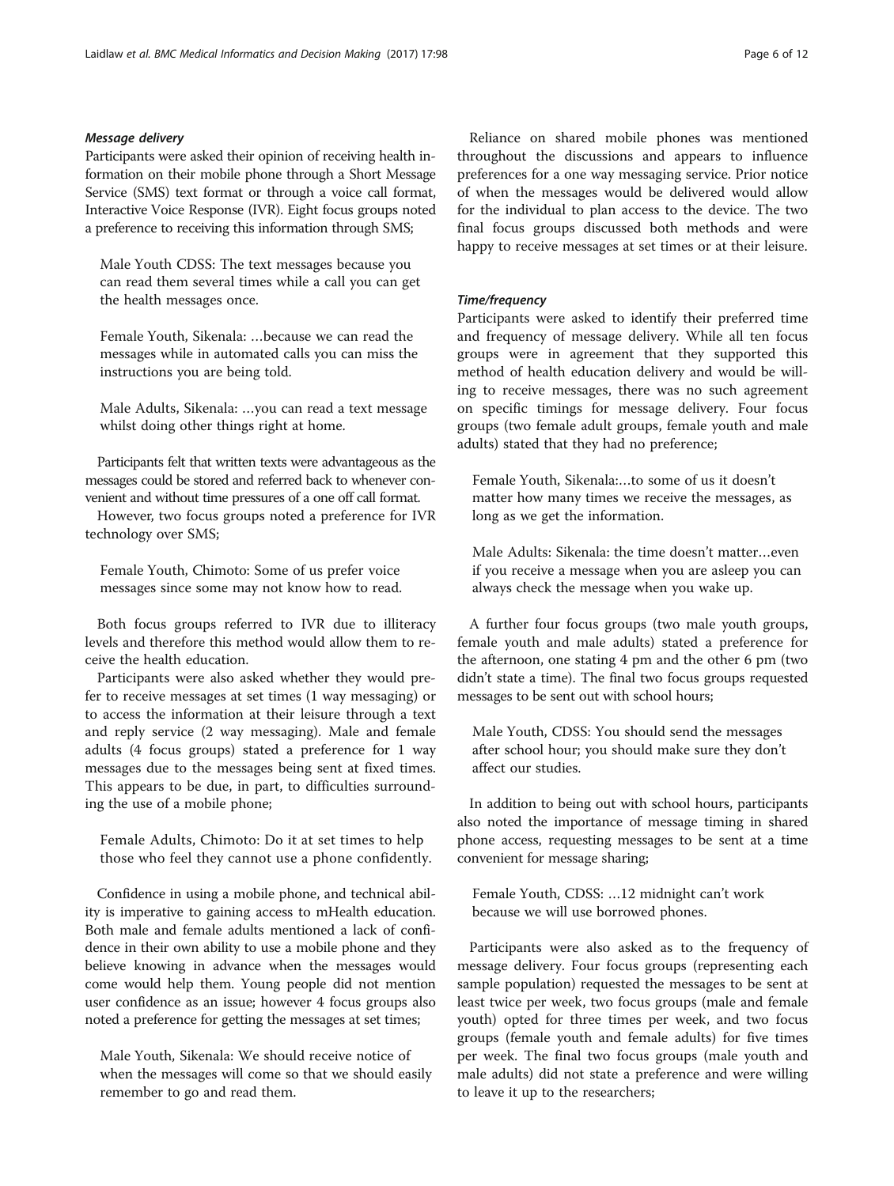#### *Message delivery*

Participants were asked their opinion of receiving health information on their mobile phone through a Short Message Service (SMS) text format or through a voice call format, Interactive Voice Response (IVR). Eight focus groups noted a preference to receiving this information through SMS;

> Male Youth CDSS: The text messages because you can read them several times while a call you can get the health messages once.

> Female Youth, Sikenala: …because we can read the messages while in automated calls you can miss the instructions you are being told.

> Male Adults, Sikenala: …you can read a text message whilst doing other things right at home.

Participants felt that written texts were advantageous as the messages could be stored and referred back to whenever convenient and without time pressures of a one off call format.

However, two focus groups noted a preference for IVR technology over SMS;

> Female Youth, Chimoto: Some of us prefer voice messages since some may not know how to read.

Both focus groups referred to IVR due to illiteracy levels and therefore this method would allow them to receive the health education.

Participants were also asked whether they would prefer to receive messages at set times (1 way messaging) or to access the information at their leisure through a text and reply service (2 way messaging). Male and female adults (4 focus groups) stated a preference for 1 way messages due to the messages being sent at fixed times. This appears to be due, in part, to difficulties surrounding the use of a mobile phone;

> Female Adults, Chimoto: Do it at set times to help those who feel they cannot use a phone confidently.

Confidence in using a mobile phone, and technical ability is imperative to gaining access to mHealth education. Both male and female adults mentioned a lack of confidence in their own ability to use a mobile phone and they believe knowing in advance when the messages would come would help them. Young people did not mention user confidence as an issue; however 4 focus groups also noted a preference for getting the messages at set times;

> Male Youth, Sikenala: We should receive notice of when the messages will come so that we should easily remember to go and read them.

Reliance on shared mobile phones was mentioned throughout the discussions and appears to influence preferences for a one way messaging service. Prior notice of when the messages would be delivered would allow for the individual to plan access to the device. The two final focus groups discussed both methods and were happy to receive messages at set times or at their leisure.

#### *Time/frequency*

Participants were asked to identify their preferred time and frequency of message delivery. While all ten focus groups were in agreement that they supported this method of health education delivery and would be willing to receive messages, there was no such agreement on specific timings for message delivery. Four focus groups (two female adult groups, female youth and male adults) stated that they had no preference;

> Female Youth, Sikenala:…to some of us it doesn't matter how many times we receive the messages, as long as we get the information.

> Male Adults: Sikenala: the time doesn't matter…even if you receive a message when you are asleep you can always check the message when you wake up.

A further four focus groups (two male youth groups, female youth and male adults) stated a preference for the afternoon, one stating 4 pm and the other 6 pm (two didn't state a time). The final two focus groups requested messages to be sent out with school hours;

> Male Youth, CDSS: You should send the messages after school hour; you should make sure they don't affect our studies.

In addition to being out with school hours, participants also noted the importance of message timing in shared phone access, requesting messages to be sent at a time convenient for message sharing;

> Female Youth, CDSS: …12 midnight can't work because we will use borrowed phones.

Participants were also asked as to the frequency of message delivery. Four focus groups (representing each sample population) requested the messages to be sent at least twice per week, two focus groups (male and female youth) opted for three times per week, and two focus groups (female youth and female adults) for five times per week. The final two focus groups (male youth and male adults) did not state a preference and were willing to leave it up to the researchers;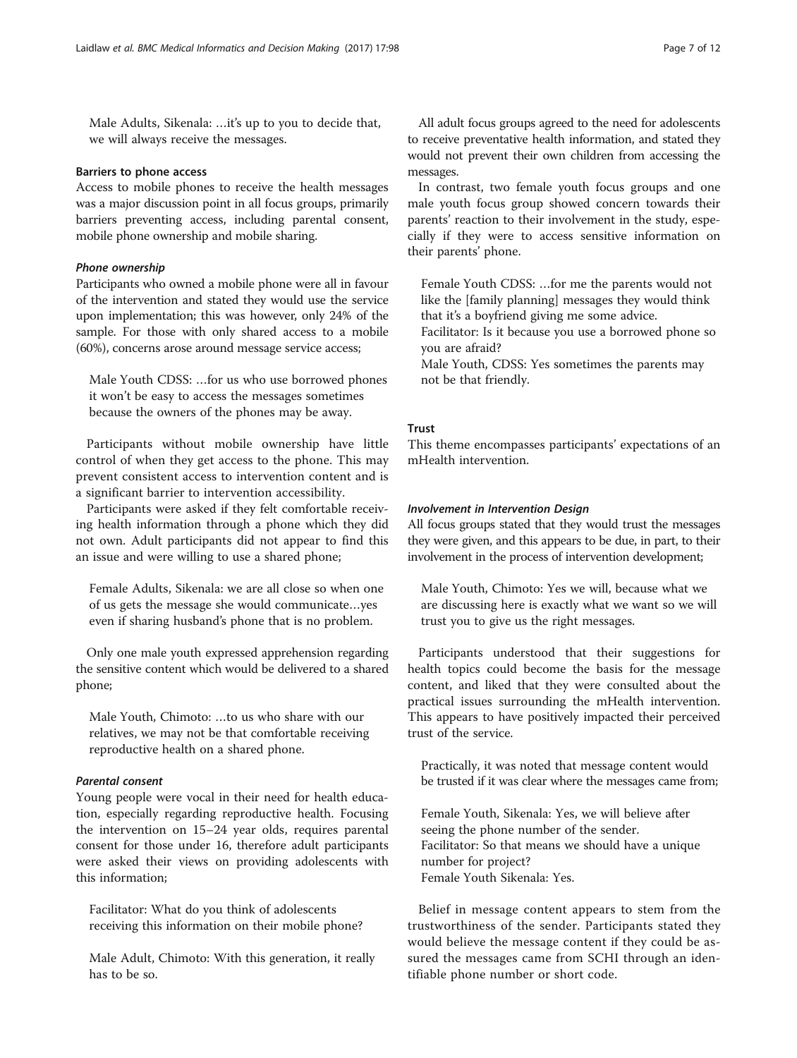Male Adults, Sikenala: …it's up to you to decide that, we will always receive the messages.

### Barriers to phone access

Access to mobile phones to receive the health messages was a major discussion point in all focus groups, primarily barriers preventing access, including parental consent, mobile phone ownership and mobile sharing.

#### *Phone ownership*

Participants who owned a mobile phone were all in favour of the intervention and stated they would use the service upon implementation; this was however, only 24% of the sample. For those with only shared access to a mobile (60%), concerns arose around message service access;

> Male Youth CDSS: …for us who use borrowed phones it won't be easy to access the messages sometimes because the owners of the phones may be away.

Participants without mobile ownership have little control of when they get access to the phone. This may prevent consistent access to intervention content and is a significant barrier to intervention accessibility.

Participants were asked if they felt comfortable receiving health information through a phone which they did not own. Adult participants did not appear to find this an issue and were willing to use a shared phone;

> Female Adults, Sikenala: we are all close so when one of us gets the message she would communicate…yes even if sharing husband's phone that is no problem.

Only one male youth expressed apprehension regarding the sensitive content which would be delivered to a shared phone;

> Male Youth, Chimoto: …to us who share with our relatives, we may not be that comfortable receiving reproductive health on a shared phone.

#### *Parental consent*

Young people were vocal in their need for health education, especially regarding reproductive health. Focusing the intervention on 15–24 year olds, requires parental consent for those under 16, therefore adult participants were asked their views on providing adolescents with this information;

> Facilitator: What do you think of adolescents receiving this information on their mobile phone?
>
> Male Adult, Chimoto: With this generation, it really has to be so.

All adult focus groups agreed to the need for adolescents to receive preventative health information, and stated they would not prevent their own children from accessing the messages.

In contrast, two female youth focus groups and one male youth focus group showed concern towards their parents' reaction to their involvement in the study, especially if they were to access sensitive information on their parents' phone.

> Female Youth CDSS: …for me the parents would not like the [family planning] messages they would think that it's a boyfriend giving me some advice.
> Facilitator: Is it because you use a borrowed phone so you are afraid?
> Male Youth, CDSS: Yes sometimes the parents may not be that friendly.

### Trust

This theme encompasses participants' expectations of an mHealth intervention.

#### *Involvement in Intervention Design*

All focus groups stated that they would trust the messages they were given, and this appears to be due, in part, to their involvement in the process of intervention development;

> Male Youth, Chimoto: Yes we will, because what we are discussing here is exactly what we want so we will trust you to give us the right messages.

Participants understood that their suggestions for health topics could become the basis for the message content, and liked that they were consulted about the practical issues surrounding the mHealth intervention. This appears to have positively impacted their perceived trust of the service.

> Practically, it was noted that message content would be trusted if it was clear where the messages came from;
>
> Female Youth, Sikenala: Yes, we will believe after seeing the phone number of the sender.
> Facilitator: So that means we should have a unique number for project?
> Female Youth Sikenala: Yes.

Belief in message content appears to stem from the trustworthiness of the sender. Participants stated they would believe the message content if they could be assured the messages came from SCHI through an identifiable phone number or short code.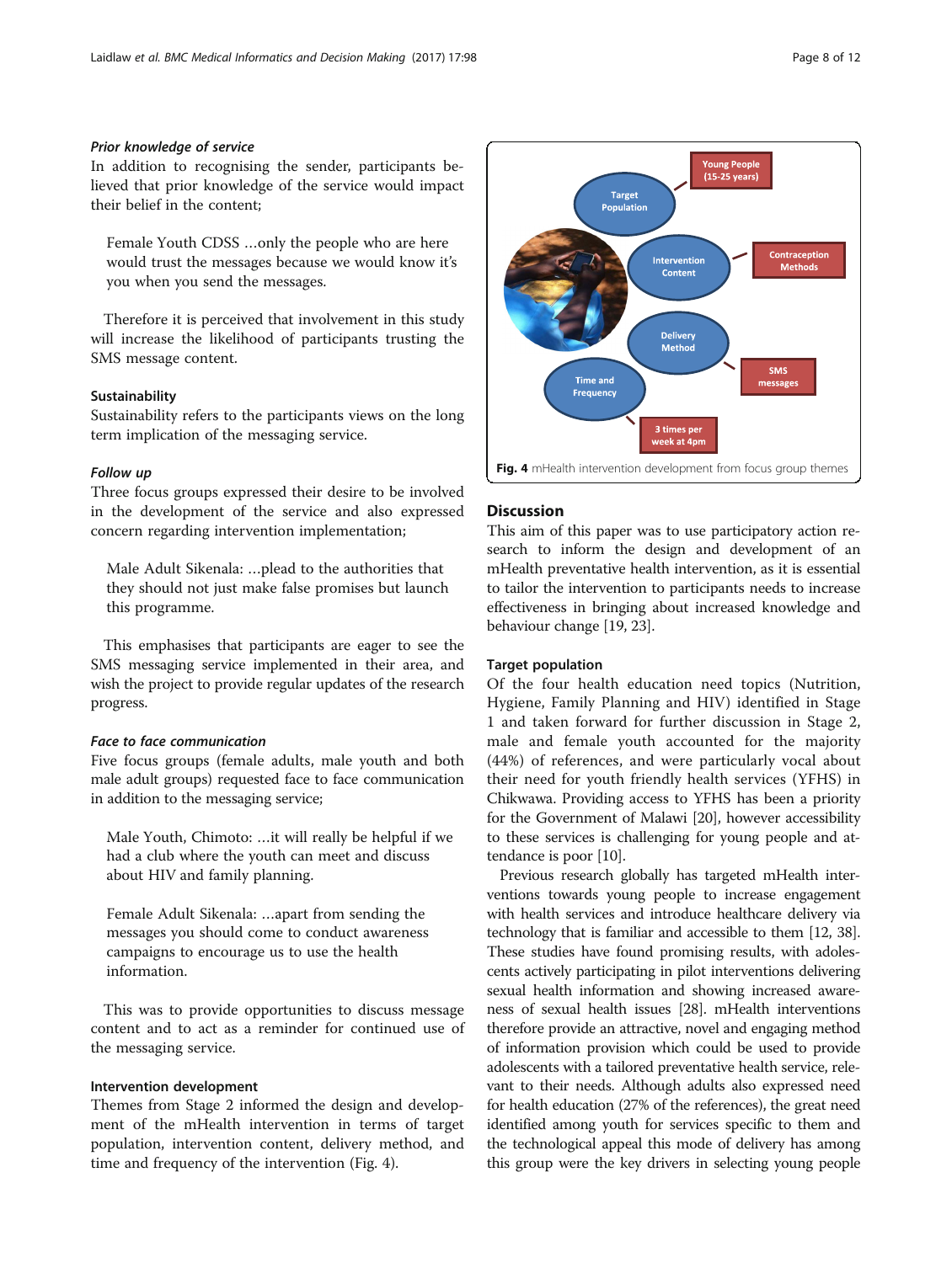#### *Prior knowledge of service*

In addition to recognising the sender, participants believed that prior knowledge of the service would impact their belief in the content;

> Female Youth CDSS …only the people who are here would trust the messages because we would know it's you when you send the messages.

Therefore it is perceived that involvement in this study will increase the likelihood of participants trusting the SMS message content.

### Sustainability

Sustainability refers to the participants views on the long term implication of the messaging service.

#### *Follow up*

Three focus groups expressed their desire to be involved in the development of the service and also expressed concern regarding intervention implementation;

> Male Adult Sikenala: …plead to the authorities that they should not just make false promises but launch this programme.

This emphasises that participants are eager to see the SMS messaging service implemented in their area, and wish the project to provide regular updates of the research progress.

#### *Face to face communication*

Five focus groups (female adults, male youth and both male adult groups) requested face to face communication in addition to the messaging service;

> Male Youth, Chimoto: …it will really be helpful if we had a club where the youth can meet and discuss about HIV and family planning.

> Female Adult Sikenala: …apart from sending the messages you should come to conduct awareness campaigns to encourage us to use the health information.

This was to provide opportunities to discuss message content and to act as a reminder for continued use of the messaging service.

### Intervention development

Themes from Stage 2 informed the design and development of the mHealth intervention in terms of target population, intervention content, delivery method, and time and frequency of the intervention (Fig. 4).

**Fig. 4** mHealth intervention development from focus group themes

## Discussion

This aim of this paper was to use participatory action research to inform the design and development of an mHealth preventative health intervention, as it is essential to tailor the intervention to participants needs to increase effectiveness in bringing about increased knowledge and behaviour change [19, 23].

### Target population

Of the four health education need topics (Nutrition, Hygiene, Family Planning and HIV) identified in Stage 1 and taken forward for further discussion in Stage 2, male and female youth accounted for the majority (44%) of references, and were particularly vocal about their need for youth friendly health services (YFHS) in Chikwawa. Providing access to YFHS has been a priority for the Government of Malawi [20], however accessibility to these services is challenging for young people and attendance is poor [10].

Previous research globally has targeted mHealth interventions towards young people to increase engagement with health services and introduce healthcare delivery via technology that is familiar and accessible to them [12, 38]. These studies have found promising results, with adolescents actively participating in pilot interventions delivering sexual health information and showing increased awareness of sexual health issues [28]. mHealth interventions therefore provide an attractive, novel and engaging method of information provision which could be used to provide adolescents with a tailored preventative health service, relevant to their needs. Although adults also expressed need for health education (27% of the references), the great need identified among youth for services specific to them and the technological appeal this mode of delivery has among this group were the key drivers in selecting young people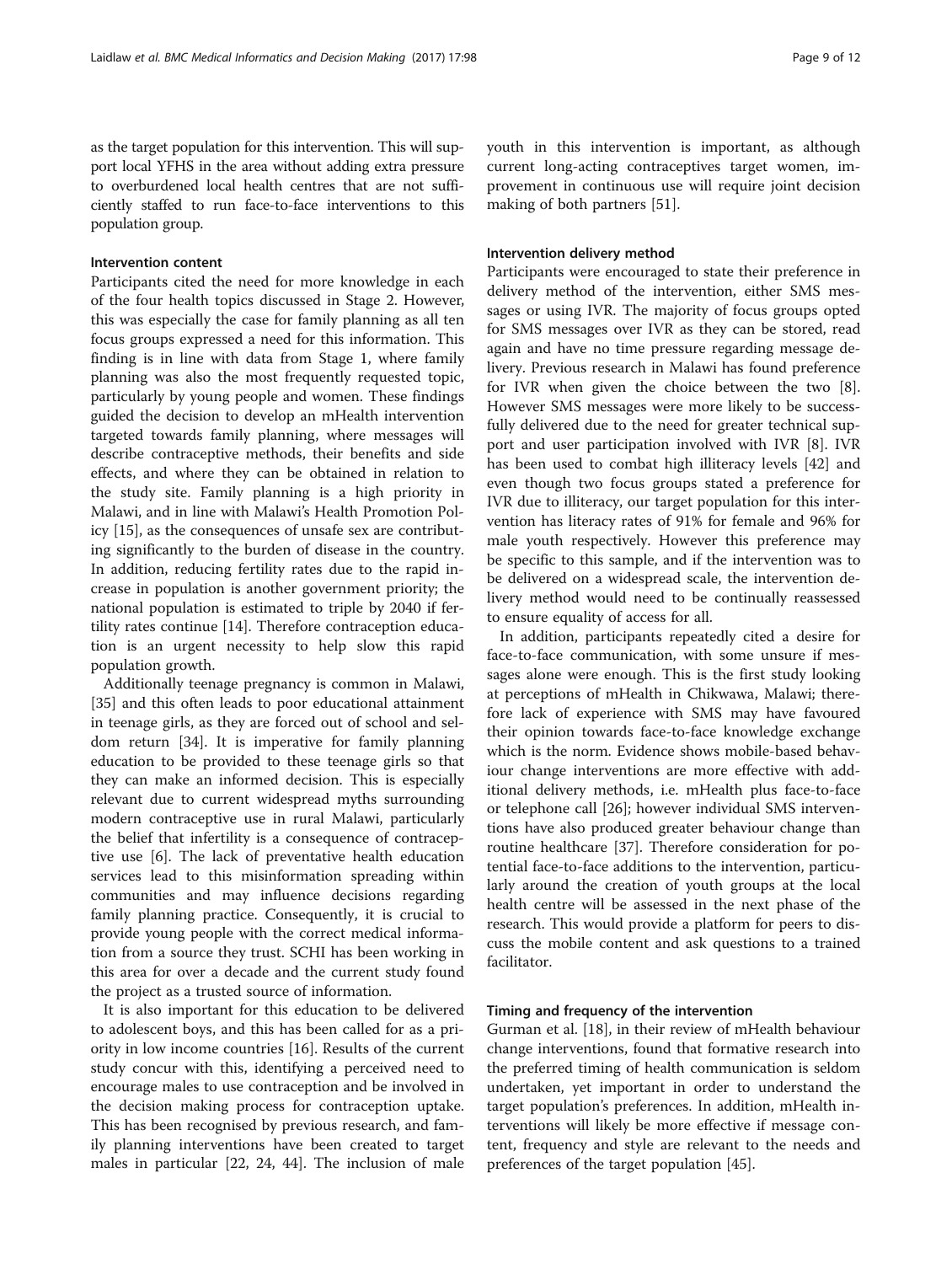as the target population for this intervention. This will support local YFHS in the area without adding extra pressure to overburdened local health centres that are not sufficiently staffed to run face-to-face interventions to this population group.

#### Intervention content

Participants cited the need for more knowledge in each of the four health topics discussed in Stage 2. However, this was especially the case for family planning as all ten focus groups expressed a need for this information. This finding is in line with data from Stage 1, where family planning was also the most frequently requested topic, particularly by young people and women. These findings guided the decision to develop an mHealth intervention targeted towards family planning, where messages will describe contraceptive methods, their benefits and side effects, and where they can be obtained in relation to the study site. Family planning is a high priority in Malawi, and in line with Malawi's Health Promotion Policy [15], as the consequences of unsafe sex are contributing significantly to the burden of disease in the country. In addition, reducing fertility rates due to the rapid increase in population is another government priority; the national population is estimated to triple by 2040 if fertility rates continue [14]. Therefore contraception education is an urgent necessity to help slow this rapid population growth.

Additionally teenage pregnancy is common in Malawi, [35] and this often leads to poor educational attainment in teenage girls, as they are forced out of school and seldom return [34]. It is imperative for family planning education to be provided to these teenage girls so that they can make an informed decision. This is especially relevant due to current widespread myths surrounding modern contraceptive use in rural Malawi, particularly the belief that infertility is a consequence of contraceptive use [6]. The lack of preventative health education services lead to this misinformation spreading within communities and may influence decisions regarding family planning practice. Consequently, it is crucial to provide young people with the correct medical information from a source they trust. SCHI has been working in this area for over a decade and the current study found the project as a trusted source of information.

It is also important for this education to be delivered to adolescent boys, and this has been called for as a priority in low income countries [16]. Results of the current study concur with this, identifying a perceived need to encourage males to use contraception and be involved in the decision making process for contraception uptake. This has been recognised by previous research, and family planning interventions have been created to target males in particular [22, 24, 44]. The inclusion of male youth in this intervention is important, as although current long-acting contraceptives target women, improvement in continuous use will require joint decision making of both partners [51].

#### Intervention delivery method

Participants were encouraged to state their preference in delivery method of the intervention, either SMS messages or using IVR. The majority of focus groups opted for SMS messages over IVR as they can be stored, read again and have no time pressure regarding message delivery. Previous research in Malawi has found preference for IVR when given the choice between the two [8]. However SMS messages were more likely to be successfully delivered due to the need for greater technical support and user participation involved with IVR [8]. IVR has been used to combat high illiteracy levels [42] and even though two focus groups stated a preference for IVR due to illiteracy, our target population for this intervention has literacy rates of 91% for female and 96% for male youth respectively. However this preference may be specific to this sample, and if the intervention was to be delivered on a widespread scale, the intervention delivery method would need to be continually reassessed to ensure equality of access for all.

In addition, participants repeatedly cited a desire for face-to-face communication, with some unsure if messages alone were enough. This is the first study looking at perceptions of mHealth in Chikwawa, Malawi; therefore lack of experience with SMS may have favoured their opinion towards face-to-face knowledge exchange which is the norm. Evidence shows mobile-based behaviour change interventions are more effective with additional delivery methods, i.e. mHealth plus face-to-face or telephone call [26]; however individual SMS interventions have also produced greater behaviour change than routine healthcare [37]. Therefore consideration for potential face-to-face additions to the intervention, particularly around the creation of youth groups at the local health centre will be assessed in the next phase of the research. This would provide a platform for peers to discuss the mobile content and ask questions to a trained facilitator.

#### Timing and frequency of the intervention

Gurman et al. [18], in their review of mHealth behaviour change interventions, found that formative research into the preferred timing of health communication is seldom undertaken, yet important in order to understand the target population's preferences. In addition, mHealth interventions will likely be more effective if message content, frequency and style are relevant to the needs and preferences of the target population [45].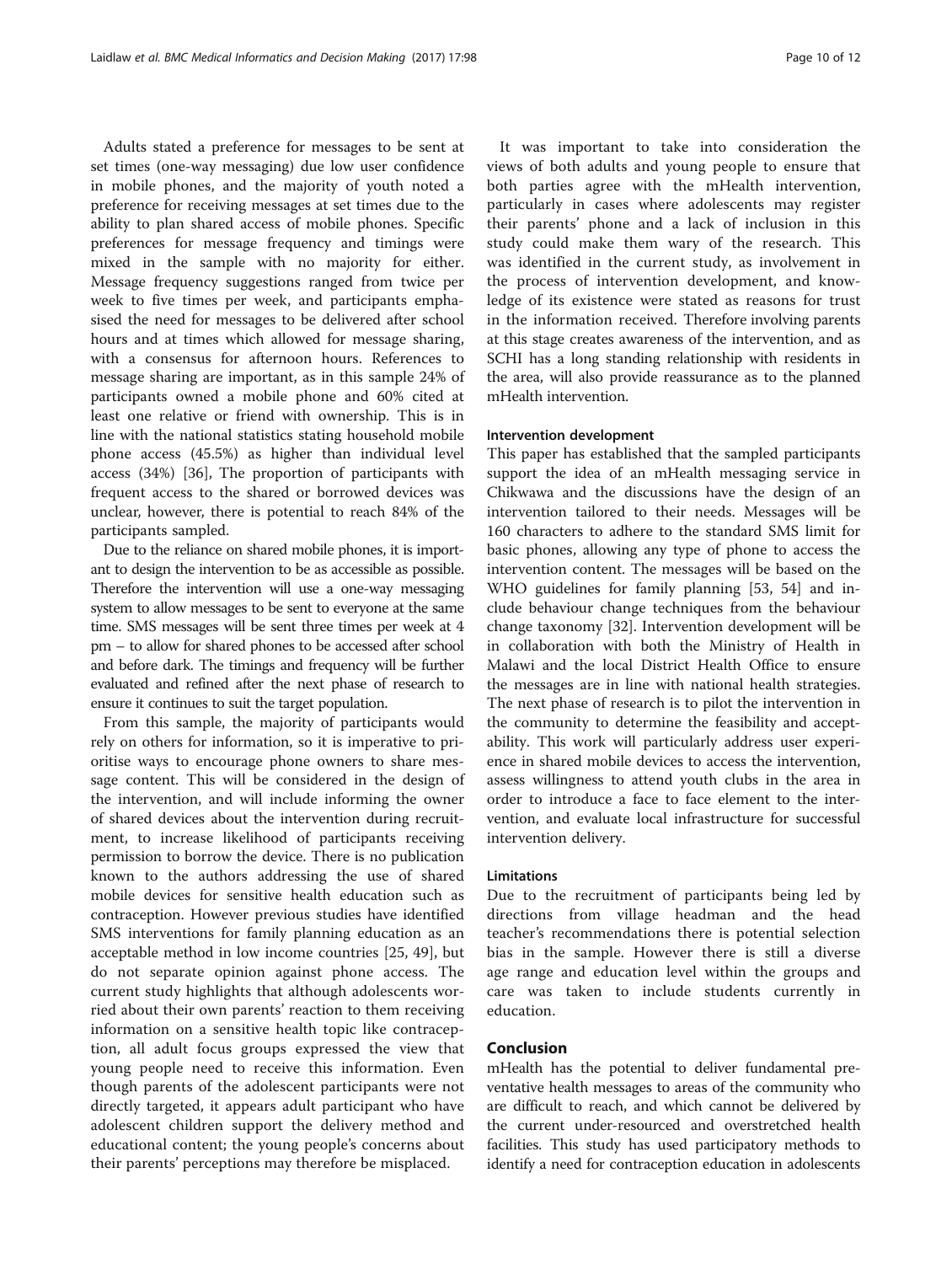Adults stated a preference for messages to be sent at set times (one-way messaging) due low user confidence in mobile phones, and the majority of youth noted a preference for receiving messages at set times due to the ability to plan shared access of mobile phones. Specific preferences for message frequency and timings were mixed in the sample with no majority for either. Message frequency suggestions ranged from twice per week to five times per week, and participants emphasised the need for messages to be delivered after school hours and at times which allowed for message sharing, with a consensus for afternoon hours. References to message sharing are important, as in this sample 24% of participants owned a mobile phone and 60% cited at least one relative or friend with ownership. This is in line with the national statistics stating household mobile phone access (45.5%) as higher than individual level access (34%) [36], The proportion of participants with frequent access to the shared or borrowed devices was unclear, however, there is potential to reach 84% of the participants sampled.

Due to the reliance on shared mobile phones, it is important to design the intervention to be as accessible as possible. Therefore the intervention will use a one-way messaging system to allow messages to be sent to everyone at the same time. SMS messages will be sent three times per week at 4 pm – to allow for shared phones to be accessed after school and before dark. The timings and frequency will be further evaluated and refined after the next phase of research to ensure it continues to suit the target population.

From this sample, the majority of participants would rely on others for information, so it is imperative to prioritise ways to encourage phone owners to share message content. This will be considered in the design of the intervention, and will include informing the owner of shared devices about the intervention during recruitment, to increase likelihood of participants receiving permission to borrow the device. There is no publication known to the authors addressing the use of shared mobile devices for sensitive health education such as contraception. However previous studies have identified SMS interventions for family planning education as an acceptable method in low income countries [25, 49], but do not separate opinion against phone access. The current study highlights that although adolescents worried about their own parents' reaction to them receiving information on a sensitive health topic like contraception, all adult focus groups expressed the view that young people need to receive this information. Even though parents of the adolescent participants were not directly targeted, it appears adult participant who have adolescent children support the delivery method and educational content; the young people's concerns about their parents' perceptions may therefore be misplaced.

It was important to take into consideration the views of both adults and young people to ensure that both parties agree with the mHealth intervention, particularly in cases where adolescents may register their parents' phone and a lack of inclusion in this study could make them wary of the research. This was identified in the current study, as involvement in the process of intervention development, and knowledge of its existence were stated as reasons for trust in the information received. Therefore involving parents at this stage creates awareness of the intervention, and as SCHI has a long standing relationship with residents in the area, will also provide reassurance as to the planned mHealth intervention.

### Intervention development

This paper has established that the sampled participants support the idea of an mHealth messaging service in Chikwawa and the discussions have the design of an intervention tailored to their needs. Messages will be 160 characters to adhere to the standard SMS limit for basic phones, allowing any type of phone to access the intervention content. The messages will be based on the WHO guidelines for family planning [53, 54] and include behaviour change techniques from the behaviour change taxonomy [32]. Intervention development will be in collaboration with both the Ministry of Health in Malawi and the local District Health Office to ensure the messages are in line with national health strategies. The next phase of research is to pilot the intervention in the community to determine the feasibility and acceptability. This work will particularly address user experience in shared mobile devices to access the intervention, assess willingness to attend youth clubs in the area in order to introduce a face to face element to the intervention, and evaluate local infrastructure for successful intervention delivery.

### Limitations

Due to the recruitment of participants being led by directions from village headman and the head teacher's recommendations there is potential selection bias in the sample. However there is still a diverse age range and education level within the groups and care was taken to include students currently in education.

## Conclusion

mHealth has the potential to deliver fundamental preventative health messages to areas of the community who are difficult to reach, and which cannot be delivered by the current under-resourced and overstretched health facilities. This study has used participatory methods to identify a need for contraception education in adolescents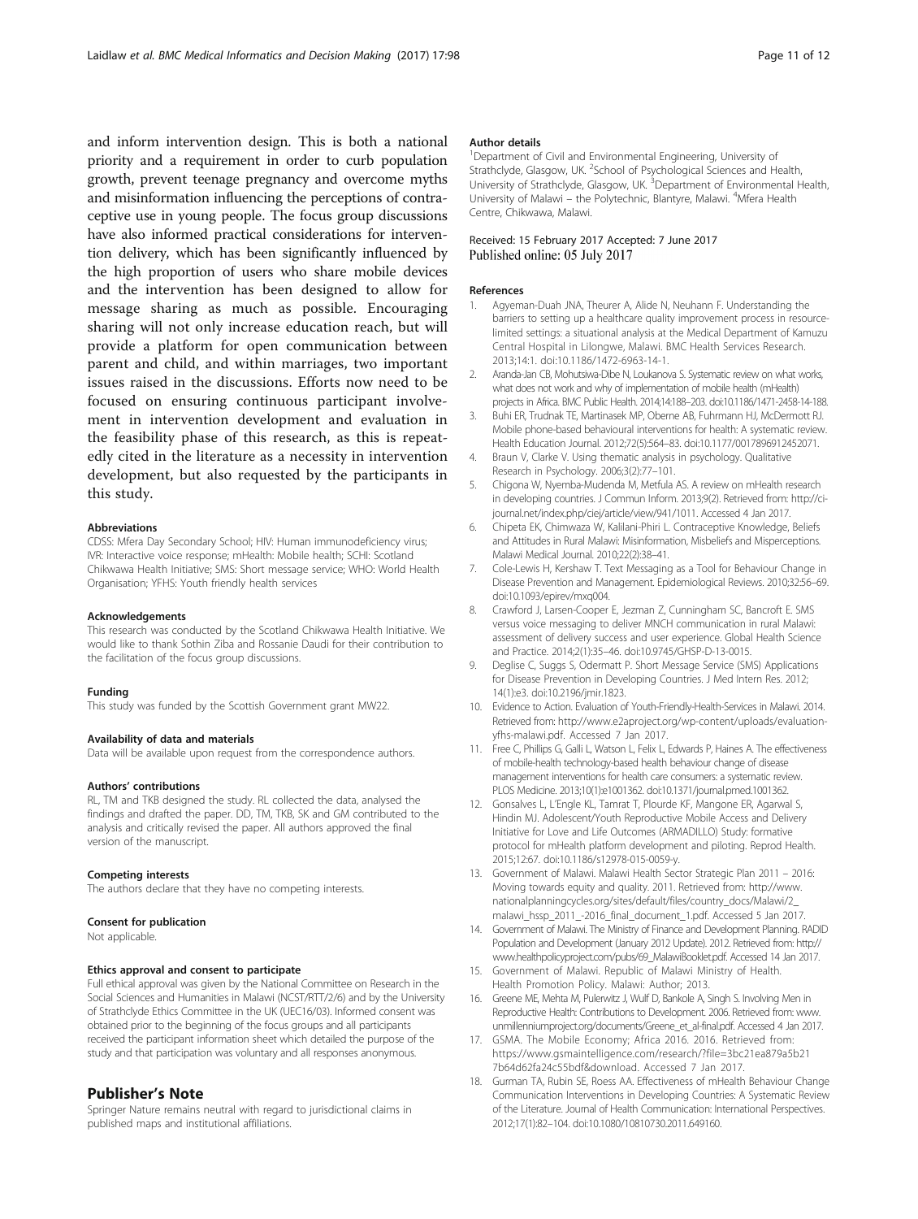and inform intervention design. This is both a national priority and a requirement in order to curb population growth, prevent teenage pregnancy and overcome myths and misinformation influencing the perceptions of contraceptive use in young people. The focus group discussions have also informed practical considerations for intervention delivery, which has been significantly influenced by the high proportion of users who share mobile devices and the intervention has been designed to allow for message sharing as much as possible. Encouraging sharing will not only increase education reach, but will provide a platform for open communication between parent and child, and within marriages, two important issues raised in the discussions. Efforts now need to be focused on ensuring continuous participant involvement in intervention development and evaluation in the feasibility phase of this research, as this is repeatedly cited in the literature as a necessity in intervention development, but also requested by the participants in this study.

#### Abbreviations
CDSS: Mfera Day Secondary School; HIV: Human immunodeficiency virus; IVR: Interactive voice response; mHealth: Mobile health; SCHI: Scotland Chikwawa Health Initiative; SMS: Short message service; WHO: World Health Organisation; YFHS: Youth friendly health services

#### Acknowledgements
This research was conducted by the Scotland Chikwawa Health Initiative. We would like to thank Sothin Ziba and Rossanie Daudi for their contribution to the facilitation of the focus group discussions.

#### Funding
This study was funded by the Scottish Government grant MW22.

#### Availability of data and materials
Data will be available upon request from the correspondence authors.

#### Authors' contributions
RL, TM and TKB designed the study. RL collected the data, analysed the findings and drafted the paper. DD, TM, TKB, SK and GM contributed to the analysis and critically revised the paper. All authors approved the final version of the manuscript.

#### Competing interests
The authors declare that they have no competing interests.

#### Consent for publication
Not applicable.

#### Ethics approval and consent to participate
Full ethical approval was given by the National Committee on Research in the Social Sciences and Humanities in Malawi (NCST/RTT/2/6) and by the University of Strathclyde Ethics Committee in the UK (UEC16/03). Informed consent was obtained prior to the beginning of the focus groups and all participants received the participant information sheet which detailed the purpose of the study and that participation was voluntary and all responses anonymous.

## Publisher's Note
Springer Nature remains neutral with regard to jurisdictional claims in published maps and institutional affiliations.

#### Author details
[1]Department of Civil and Environmental Engineering, University of Strathclyde, Glasgow, UK. [2]School of Psychological Sciences and Health, University of Strathclyde, Glasgow, UK. [3]Department of Environmental Health, University of Malawi – the Polytechnic, Blantyre, Malawi. [4]Mfera Health Centre, Chikwawa, Malawi.

Received: 15 February 2017 Accepted: 7 June 2017
Published online: 05 July 2017

#### References
1. Agyeman-Duah JNA, Theurer A, Alide N, Neuhann F. Understanding the barriers to setting up a healthcare quality improvement process in resource-limited settings: a situational analysis at the Medical Department of Kamuzu Central Hospital in Lilongwe, Malawi. BMC Health Services Research. 2013;14:1. doi:10.1186/1472-6963-14-1.
2. Aranda-Jan CB, Mohutsiwa-Dibe N, Loukanova S. Systematic review on what works, what does not work and why of implementation of mobile health (mHealth) projects in Africa. BMC Public Health. 2014;14:188–203. doi:10.1186/1471-2458-14-188.
3. Buhi ER, Trudnak TE, Martinasek MP, Oberne AB, Fuhrmann HJ, McDermott RJ. Mobile phone-based behavioural interventions for health: A systematic review. Health Education Journal. 2012;72(5):564–83. doi:10.1177/0017896912452071.
4. Braun V, Clarke V. Using thematic analysis in psychology. Qualitative Research in Psychology. 2006;3(2):77–101.
5. Chigona W, Nyemba-Mudenda M, Metfula AS. A review on mHealth research in developing countries. J Commun Inform. 2013;9(2). Retrieved from: http://ci-journal.net/index.php/ciej/article/view/941/1011. Accessed 4 Jan 2017.
6. Chipeta EK, Chimwaza W, Kalilani-Phiri L. Contraceptive Knowledge, Beliefs and Attitudes in Rural Malawi: Misinformation, Misbeliefs and Misperceptions. Malawi Medical Journal. 2010;22(2):38–41.
7. Cole-Lewis H, Kershaw T. Text Messaging as a Tool for Behaviour Change in Disease Prevention and Management. Epidemiological Reviews. 2010;32:56–69. doi:10.1093/epirev/mxq004.
8. Crawford J, Larsen-Cooper E, Jezman Z, Cunningham SC, Bancroft E. SMS versus voice messaging to deliver MNCH communication in rural Malawi: assessment of delivery success and user experience. Global Health Science and Practice. 2014;2(1):35–46. doi:10.9745/GHSP-D-13-0015.
9. Deglise C, Suggs S, Odermatt P. Short Message Service (SMS) Applications for Disease Prevention in Developing Countries. J Med Intern Res. 2012; 14(1):e3. doi:10.2196/jmir.1823.
10. Evidence to Action. Evaluation of Youth-Friendly-Health-Services in Malawi. 2014. Retrieved from: http://www.e2aproject.org/wp-content/uploads/evaluation-yfhs-malawi.pdf. Accessed 7 Jan 2017.
11. Free C, Phillips G, Galli L, Watson L, Felix L, Edwards P, Haines A. The effectiveness of mobile-health technology-based health behaviour change of disease management interventions for health care consumers: a systematic review. PLOS Medicine. 2013;10(1):e1001362. doi:10.1371/journal.pmed.1001362.
12. Gonsalves L, L'Engle KL, Tamrat T, Plourde KF, Mangone ER, Agarwal S, Hindin MJ. Adolescent/Youth Reproductive Mobile Access and Delivery Initiative for Love and Life Outcomes (ARMADILLO) Study: formative protocol for mHealth platform development and piloting. Reprod Health. 2015;12:67. doi:10.1186/s12978-015-0059-y.
13. Government of Malawi. Malawi Health Sector Strategic Plan 2011 – 2016: Moving towards equity and quality. 2011. Retrieved from: http://www.nationalplanningcycles.org/sites/default/files/country_docs/Malawi/2_malawi_hssp_2011_-2016_final_document_1.pdf. Accessed 5 Jan 2017.
14. Government of Malawi. The Ministry of Finance and Development Planning. RADID Population and Development (January 2012 Update). 2012. Retrieved from: http://www.healthpolicyproject.com/pubs/69_MalawiBooklet.pdf. Accessed 14 Jan 2017.
15. Government of Malawi. Republic of Malawi Ministry of Health. Health Promotion Policy. Malawi: Author; 2013.
16. Greene ME, Mehta M, Pulerwitz J, Wulf D, Bankole A, Singh S. Involving Men in Reproductive Health: Contributions to Development. 2006. Retrieved from: www.unmillenniumproject.org/documents/Greene_et_al-final.pdf. Accessed 4 Jan 2017.
17. GSMA. The Mobile Economy; Africa 2016. 2016. Retrieved from: https://www.gsmaintelligence.com/research/?file=3bc21ea879a5b217b64d62fa24c55bdf&download. Accessed 7 Jan 2017.
18. Gurman TA, Rubin SE, Roess AA. Effectiveness of mHealth Behaviour Change Communication Interventions in Developing Countries: A Systematic Review of the Literature. Journal of Health Communication: International Perspectives. 2012;17(1):82–104. doi:10.1080/10810730.2011.649160.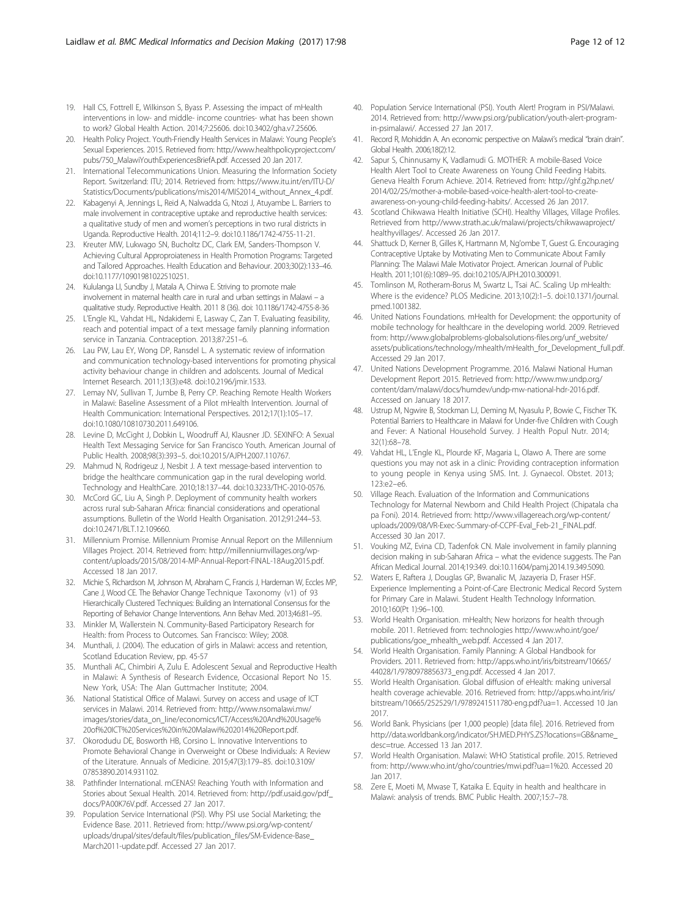19. Hall CS, Fottrell E, Wilkinson S, Byass P. Assessing the impact of mHealth interventions in low- and middle- income countries- what has been shown to work? Global Health Action. 2014;7:25606. doi:10.3402/gha.v7.25606.
20. Health Policy Project. Youth-Friendly Health Services in Malawi: Young People's Sexual Experiences. 2015. Retrieved from: http://www.healthpolicyproject.com/pubs/750_MalawiYouthExperiencesBriefA.pdf. Accessed 20 Jan 2017.
21. International Telecommunications Union. Measuring the Information Society Report. Switzerland: ITU; 2014. Retrieved from: https://www.itu.int/en/ITU-D/Statistics/Documents/publications/mis2014/MIS2014_without_Annex_4.pdf.
22. Kabagenyi A, Jennings L, Reid A, Nalwadda G, Ntozi J, Atuyambe L. Barriers to male involvement in contraceptive uptake and reproductive health services: a qualitative study of men and women's perceptions in two rural districts in Uganda. Reproductive Health. 2014;11:2–9. doi:10.1186/1742-4755-11-21.
23. Kreuter MW, Lukwago SN, Bucholtz DC, Clark EM, Sanders-Thompson V. Achieving Cultural Appropro­iateness in Health Promotion Programs: Targeted and Tailored Approaches. Health Education and Behaviour. 2003;30(2):133–46. doi:10.1177/1090198102251051.
24. Kululanga LI, Sundby J, Matala A, Chirwa E. Striving to promote male involvement in maternal health care in rural and urban settings in Malawi – a qualitative study. Reproductive Health. 2011 8 (36). doi: 10.1186/1742-4755-8-36
25. L'Engle KL, Vahdat HL, Ndakidemi E, Lasway C, Zan T. Evaluating feasibility, reach and potential impact of a text message family planning information service in Tanzania. Contraception. 2013;87:251–6.
26. Lau PW, Lau EY, Wong DP, Ransdel L. A systematic review of information and communication technology-based interventions for promoting physical activity behaviour change in children and adolscents. Journal of Medical Internet Research. 2011;13(3):e48. doi:10.2196/jmir.1533.
27. Lemay NV, Sullivan T, Jumbe B, Perry CP. Reaching Remote Health Workers in Malawi: Baseline Assessment of a Pilot mHealth Intervention. Journal of Health Communication: International Perspectives. 2012;17(1):105–17. doi:10.1080/10810730.2011.649106.
28. Levine D, McCight J, Dobkin L, Woodruff AJ, Klausner JD. SEXINFO: A Sexual Health Text Messaging Service for San Francisco Youth. American Journal of Public Health. 2008;98(3):393–5. doi:10.2015/AJPH.2007.110767.
29. Mahmud N, Rodrigeuz J, Nesbit J. A text message-based intervention to bridge the healthcare communication gap in the rural developing world. Technology and HealthCare. 2010;18:137–44. doi:10.3233/THC-2010-0576.
30. McCord GC, Liu A, Singh P. Deployment of community health workers across rural sub-Saharan Africa: financial considerations and operational assumptions. Bulletin of the World Health Organisation. 2012;91:244–53. doi:10.2471/BLT.12.109660.
31. Millennium Promise. Millennium Promise Annual Report on the Millennium Villages Project. 2014. Retrieved from: http://millenniumvillages.org/wp-content/uploads/2015/08/2014-MP-Annual-Report-FINAL-18Aug2015.pdf. Accessed 18 Jan 2017.
32. Michie S, Richardson M, Johnson M, Abraham C, Francis J, Hardeman W, Eccles MP, Cane J, Wood CE. The Behavior Change Technique Taxonomy (v1) of 93 Hierarchically Clustered Techniques: Building an International Consensus for the Reporting of Behavior Change Interventions. Ann Behav Med. 2013;46:81–95.
33. Minkler M, Wallerstein N. Community-Based Participatory Research for Health: from Process to Outcomes. San Francisco: Wiley; 2008.
34. Munthali, J. (2004). The education of girls in Malawi: access and retention, Scotland Education Review, pp. 45-57
35. Munthali AC, Chimbiri A, Zulu E. Adolescent Sexual and Reproductive Health in Malawi: A Synthesis of Research Evidence, Occasional Report No 15. New York, USA: The Alan Guttmacher Institute; 2004.
36. National Statistical Office of Malawi. Survey on access and usage of ICT services in Malawi. 2014. Retrieved from: http://www.nsomalawi.mw/images/stories/data_on_line/economics/ICT/Access%20And%20Usage%20of%20ICT%20Services%20in%20Malawi%202014%20Report.pdf.
37. Okorodudu DE, Bosworth HB, Corsino L. Innovative Interventions to Promote Behavioral Change in Overweight or Obese Individuals: A Review of the Literature. Annuals of Medicine. 2015;47(3):179–85. doi:10.3109/07853890.2014.931102.
38. Pathfinder International. mCENAS! Reaching Youth with Information and Stories about Sexual Health. 2014. Retrieved from: http://pdf.usaid.gov/pdf_docs/PA00K76V.pdf. Accessed 27 Jan 2017.
39. Population Service International (PSI). Why PSI use Social Marketing; the Evidence Base. 2011. Retrieved from: http://www.psi.org/wp-content/uploads/drupal/sites/default/files/publication_files/SM-Evidence-Base_March2011-update.pdf. Accessed 27 Jan 2017.
40. Population Service International (PSI). Youth Alert! Program in PSI/Malawi. 2014. Retrieved from: http://www.psi.org/publication/youth-alert-program-in-psimalawi/. Accessed 27 Jan 2017.
41. Record R, Mohiddin A. An economic perspective on Malawi's medical "brain drain". Global Health. 2006;18(2):12.
42. Sapur S, Chinnusamy K, Vadlamudi G. MOTHER: A mobile-Based Voice Health Alert Tool to Create Awareness on Young Child Feeding Habits. Geneva Health Forum Achieve. 2014. Retrieved from: http://ghf.g2hp.net/2014/02/25/mother-a-mobile-based-voice-health-alert-tool-to-create-awareness-on-young-child-feeding-habits/. Accessed 26 Jan 2017.
43. Scotland Chikwawa Health Initiative (SCHI). Healthy Villages, Village Profiles. Retrieved from http://www.strath.ac.uk/malawi/projects/chikwawaproject/healthyvillages/. Accessed 26 Jan 2017.
44. Shattuck D, Kerner B, Gilles K, Hartmann M, Ng'ombe T, Guest G. Encouraging Contraceptive Uptake by Motivating Men to Communicate About Family Planning: The Malawi Male Motivator Project. American Journal of Public Health. 2011;101(6):1089–95. doi:10.2105/AJPH.2010.300091.
45. Tomlinson M, Rotheram-Borus M, Swartz L, Tsai AC. Scaling Up mHealth: Where is the evidence? PLOS Medicine. 2013;10(2):1–5. doi:10.1371/journal.pmed.1001382.
46. United Nations Foundations. mHealth for Development: the opportunity of mobile technology for healthcare in the developing world. 2009. Retrieved from: http://www.globalproblems-globalsolutions-files.org/unf_website/assets/publications/technology/mhealth/mHealth_for_Development_full.pdf. Accessed 29 Jan 2017.
47. United Nations Development Programme. 2016. Malawi National Human Development Report 2015. Retrieved from: http://www.mw.undp.org/content/dam/malawi/docs/humdev/undp-mw-national-hdr-2016.pdf. Accessed on January 18 2017.
48. Ustrup M, Ngwire B, Stockman LJ, Deming M, Nyasulu P, Bowie C, Fischer TK. Potential Barriers to Healthcare in Malawi for Under-five Children with Cough and Fever: A National Household Survey. J Health Popul Nutr. 2014; 32(1):68–78.
49. Vahdat HL, L'Engle KL, Plourde KF, Magaria L, Olawo A. There are some questions you may not ask in a clinic: Providing contraception information to young people in Kenya using SMS. Int. J. Gynaecol. Obstet. 2013; 123:e2–e6.
50. Village Reach. Evaluation of the Information and Communications Technology for Maternal Newborn and Child Health Project (Chipatala cha pa Foni). 2014. Retrieved from: http://www.villagereach.org/wp-content/uploads/2009/08/VR-Exec-Summary-of-CCPF-Eval_Feb-21_FINAL.pdf. Accessed 30 Jan 2017.
51. Vouking MZ, Evina CD, Tadenfok CN. Male involvement in family planning decision making in sub-Saharan Africa – what the evidence suggests. The Pan African Medical Journal. 2014;19:349. doi:10.11604/pamj.2014.19.349.5090.
52. Waters E, Raftera J, Douglas GP, Bwanalic M, Jazayeria D, Fraser HSF. Experience Implementing a Point-of-Care Electronic Medical Record System for Primary Care in Malawi. Student Health Technology Information. 2010;160(Pt 1):96–100.
53. World Health Organisation. mHealth; New horizons for health through mobile. 2011. Retrieved from: technologies http://www.who.int/goe/publications/goe_mhealth_web.pdf. Accessed 4 Jan 2017.
54. World Health Organisation. Family Planning: A Global Handbook for Providers. 2011. Retrieved from: http://apps.who.int/iris/bitstream/10665/44028/1/9780978856373_eng.pdf. Accessed 4 Jan 2017.
55. World Health Organisation. Global diffusion of eHealth: making universal health coverage achievable. 2016. Retrieved from: http://apps.who.int/iris/bitstream/10665/252529/1/9789241511780-eng.pdf?ua=1. Accessed 10 Jan 2017.
56. World Bank. Physicians (per 1,000 people) [data file]. 2016. Retrieved from http://data.worldbank.org/indicator/SH.MED.PHYS.ZS?locations=GB&name_desc=true. Accessed 13 Jan 2017.
57. World Health Organisation. Malawi: WHO Statistical profile. 2015. Retrieved from: http://www.who.int/gho/countries/mwi.pdf?ua=1%20. Accessed 20 Jan 2017.
58. Zere E, Moeti M, Mwase T, Kataika E. Equity in health and healthcare in Malawi: analysis of trends. BMC Public Health. 2007;15:7–78.